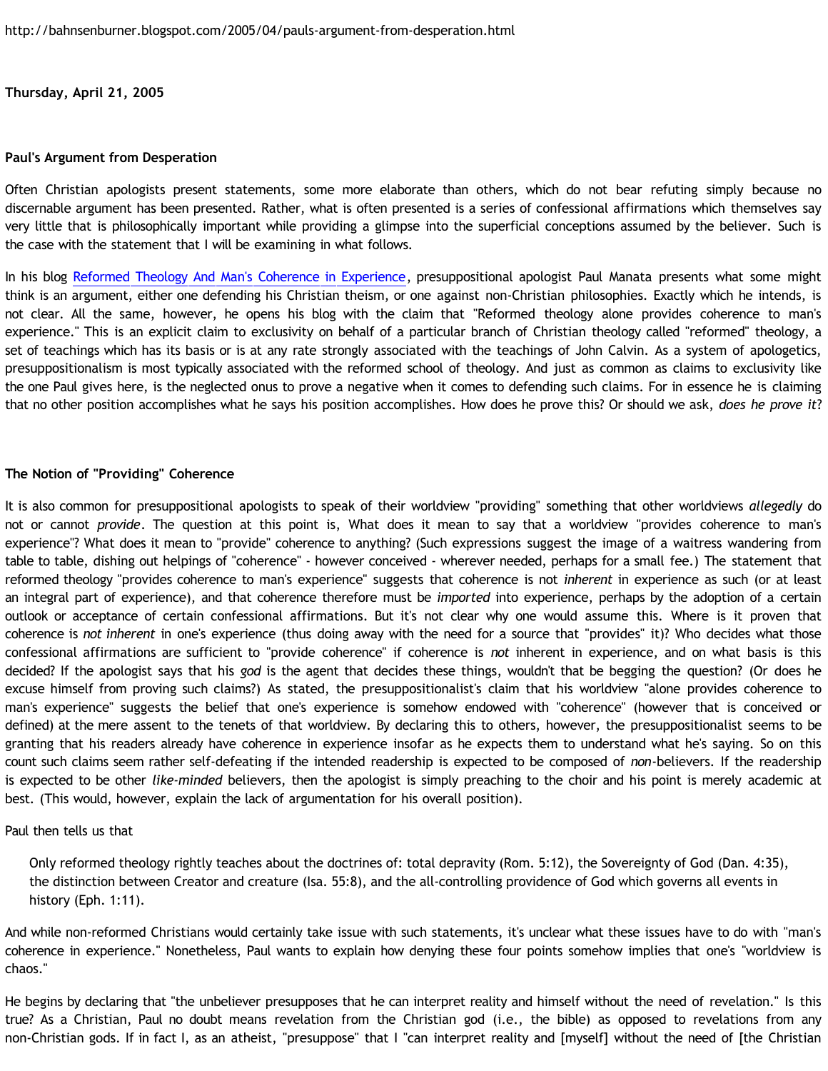http://bahnsenburner.blogspot.com/2005/04/pauls-argument-from-desperation.html

**Thursday, April 21, 2005**

**Paul's Argument from Desperation**

Often Christian apologists present statements, some more elaborate than others, which do not bear refuting simply because no discernable argument has been presented. Rather, what is often presented is a series of confessional affirmations which themselves say very little that is philosophically important while providing a glimpse into the superficial conceptions assumed by the believer. Such is the case with the statement that I will be examining in what follows.

In his blog Reformed Theology And Man's Coherence in Experience, presuppositional apologist Paul Manata presents what some might think is an argument, either one defending his Christian theism, or one against non-Christian philosophies. Exactly which he intends, is not clear. All the same, however, he opens his blog with the claim that "Reformed theology alone provides coherence to man's experience." This is an explicit claim to exclusivity on behalf of a particular branch of Christian theology called "reformed" theology, a set of teachings which has its basis or is at any rate strongly associated with the teachings of John Calvin. As a system of apologetics, presuppositionalism is most typically associated with the reformed school of theology. And just as common as claims to exclusivity like the one Paul gives here, is the neglected onus to prove a negative when it comes to defending such claims. For in essence he is claiming that no other position accomplishes what he says his position accomplishes. How does he prove this? Or should we ask, *does he prove it*?

**The Notion of "Providing" Coherence**

It is also common for presuppositional apologists to speak of their worldview "providing" something that other worldviews *allegedly* do not or cannot *provide*. The question at this point is, What does it mean to say that a worldview "provides coherence to man's experience"? What does it mean to "provide" coherence to anything? (Such expressions suggest the image of a waitress wandering from table to table, dishing out helpings of "coherence" - however conceived - wherever needed, perhaps for a small fee.) The statement that reformed theology "provides coherence to man's experience" suggests that coherence is not *inherent* in experience as such (or at least an integral part of experience), and that coherence therefore must be *imported* into experience, perhaps by the adoption of a certain outlook or acceptance of certain confessional affirmations. But it's not clear why one would assume this. Where is it proven that coherence is *not inherent* in one's experience (thus doing away with the need for a source that "provides" it)? Who decides what those confessional affirmations are sufficient to "provide coherence" if coherence is *not* inherent in experience, and on what basis is this decided? If the apologist says that his *god* is the agent that decides these things, wouldn't that be begging the question? (Or does he excuse himself from proving such claims?) As stated, the presuppositionalist's claim that his worldview "alone provides coherence to man's experience" suggests the belief that one's experience is somehow endowed with "coherence" (however that is conceived or defined) at the mere assent to the tenets of that worldview. By declaring this to others, however, the presuppositionalist seems to be granting that his readers already have coherence in experience insofar as he expects them to understand what he's saying. So on this count such claims seem rather self-defeating if the intended readership is expected to be composed of *non*-believers. If the readership is expected to be other *like-minded* believers, then the apologist is simply preaching to the choir and his point is merely academic at best. (This would, however, explain the lack of argumentation for his overall position).

Paul then tells us that

> Only reformed theology rightly teaches about the doctrines of: total depravity (Rom. 5:12), the Sovereignty of God (Dan. 4:35), the distinction between Creator and creature (Isa. 55:8), and the all-controlling providence of God which governs all events in history (Eph. 1:11).

And while non-reformed Christians would certainly take issue with such statements, it's unclear what these issues have to do with "man's coherence in experience." Nonetheless, Paul wants to explain how denying these four points somehow implies that one's "worldview is chaos."

He begins by declaring that "the unbeliever presupposes that he can interpret reality and himself without the need of revelation." Is this true? As a Christian, Paul no doubt means revelation from the Christian god (i.e., the bible) as opposed to revelations from any non-Christian gods. If in fact I, as an atheist, "presuppose" that I "can interpret reality and [myself] without the need of [the Christian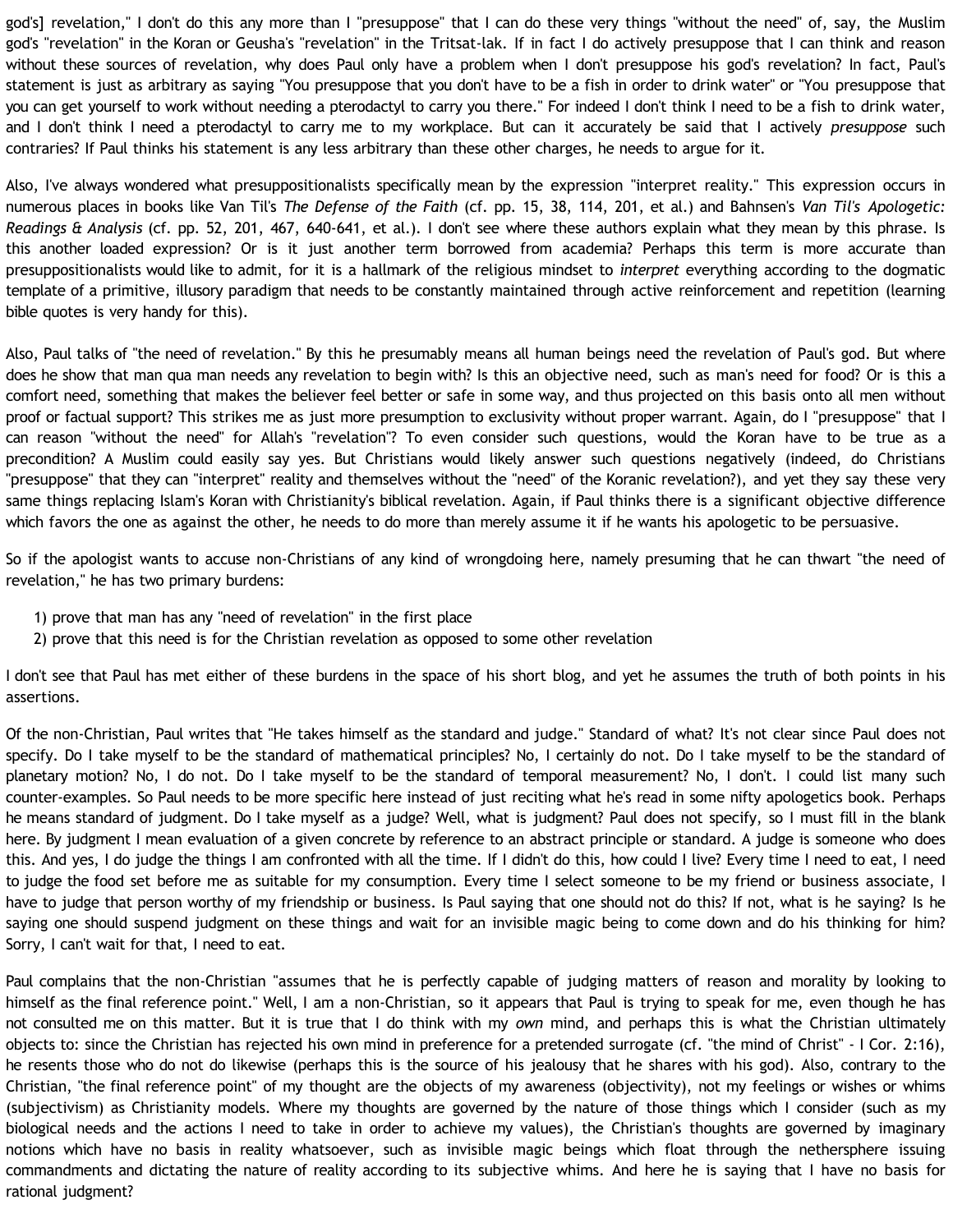god's] revelation," I don't do this any more than I "presuppose" that I can do these very things "without the need" of, say, the Muslim god's "revelation" in the Koran or Geusha's "revelation" in the Tritsat-lak. If in fact I do actively presuppose that I can think and reason without these sources of revelation, why does Paul only have a problem when I don't presuppose his god's revelation? In fact, Paul's statement is just as arbitrary as saying "You presuppose that you don't have to be a fish in order to drink water" or "You presuppose that you can get yourself to work without needing a pterodactyl to carry you there." For indeed I don't think I need to be a fish to drink water, and I don't think I need a pterodactyl to carry me to my workplace. But can it accurately be said that I actively *presuppose* such contraries? If Paul thinks his statement is any less arbitrary than these other charges, he needs to argue for it.

Also, I've always wondered what presuppositionalists specifically mean by the expression "interpret reality." This expression occurs in numerous places in books like Van Til's *The Defense of the Faith* (cf. pp. 15, 38, 114, 201, et al.) and Bahnsen's *Van Til's Apologetic: Readings & Analysis* (cf. pp. 52, 201, 467, 640-641, et al.). I don't see where these authors explain what they mean by this phrase. Is this another loaded expression? Or is it just another term borrowed from academia? Perhaps this term is more accurate than presuppositionalists would like to admit, for it is a hallmark of the religious mindset to *interpret* everything according to the dogmatic template of a primitive, illusory paradigm that needs to be constantly maintained through active reinforcement and repetition (learning bible quotes is very handy for this).

Also, Paul talks of "the need of revelation." By this he presumably means all human beings need the revelation of Paul's god. But where does he show that man qua man needs any revelation to begin with? Is this an objective need, such as man's need for food? Or is this a comfort need, something that makes the believer feel better or safe in some way, and thus projected on this basis onto all men without proof or factual support? This strikes me as just more presumption to exclusivity without proper warrant. Again, do I "presuppose" that I can reason "without the need" for Allah's "revelation"? To even consider such questions, would the Koran have to be true as a precondition? A Muslim could easily say yes. But Christians would likely answer such questions negatively (indeed, do Christians "presuppose" that they can "interpret" reality and themselves without the "need" of the Koranic revelation?), and yet they say these very same things replacing Islam's Koran with Christianity's biblical revelation. Again, if Paul thinks there is a significant objective difference which favors the one as against the other, he needs to do more than merely assume it if he wants his apologetic to be persuasive.

So if the apologist wants to accuse non-Christians of any kind of wrongdoing here, namely presuming that he can thwart "the need of revelation," he has two primary burdens:

1) prove that man has any "need of revelation" in the first place
2) prove that this need is for the Christian revelation as opposed to some other revelation

I don't see that Paul has met either of these burdens in the space of his short blog, and yet he assumes the truth of both points in his assertions.

Of the non-Christian, Paul writes that "He takes himself as the standard and judge." Standard of what? It's not clear since Paul does not specify. Do I take myself to be the standard of mathematical principles? No, I certainly do not. Do I take myself to be the standard of planetary motion? No, I do not. Do I take myself to be the standard of temporal measurement? No, I don't. I could list many such counter-examples. So Paul needs to be more specific here instead of just reciting what he's read in some nifty apologetics book. Perhaps he means standard of judgment. Do I take myself as a judge? Well, what is judgment? Paul does not specify, so I must fill in the blank here. By judgment I mean evaluation of a given concrete by reference to an abstract principle or standard. A judge is someone who does this. And yes, I do judge the things I am confronted with all the time. If I didn't do this, how could I live? Every time I need to eat, I need to judge the food set before me as suitable for my consumption. Every time I select someone to be my friend or business associate, I have to judge that person worthy of my friendship or business. Is Paul saying that one should not do this? If not, what is he saying? Is he saying one should suspend judgment on these things and wait for an invisible magic being to come down and do his thinking for him? Sorry, I can't wait for that, I need to eat.

Paul complains that the non-Christian "assumes that he is perfectly capable of judging matters of reason and morality by looking to himself as the final reference point." Well, I am a non-Christian, so it appears that Paul is trying to speak for me, even though he has not consulted me on this matter. But it is true that I do think with my *own* mind, and perhaps this is what the Christian ultimately objects to: since the Christian has rejected his own mind in preference for a pretended surrogate (cf. "the mind of Christ" - I Cor. 2:16), he resents those who do not do likewise (perhaps this is the source of his jealousy that he shares with his god). Also, contrary to the Christian, "the final reference point" of my thought are the objects of my awareness (objectivity), not my feelings or wishes or whims (subjectivism) as Christianity models. Where my thoughts are governed by the nature of those things which I consider (such as my biological needs and the actions I need to take in order to achieve my values), the Christian's thoughts are governed by imaginary notions which have no basis in reality whatsoever, such as invisible magic beings which float through the nethersphere issuing commandments and dictating the nature of reality according to its subjective whims. And here he is saying that I have no basis for rational judgment?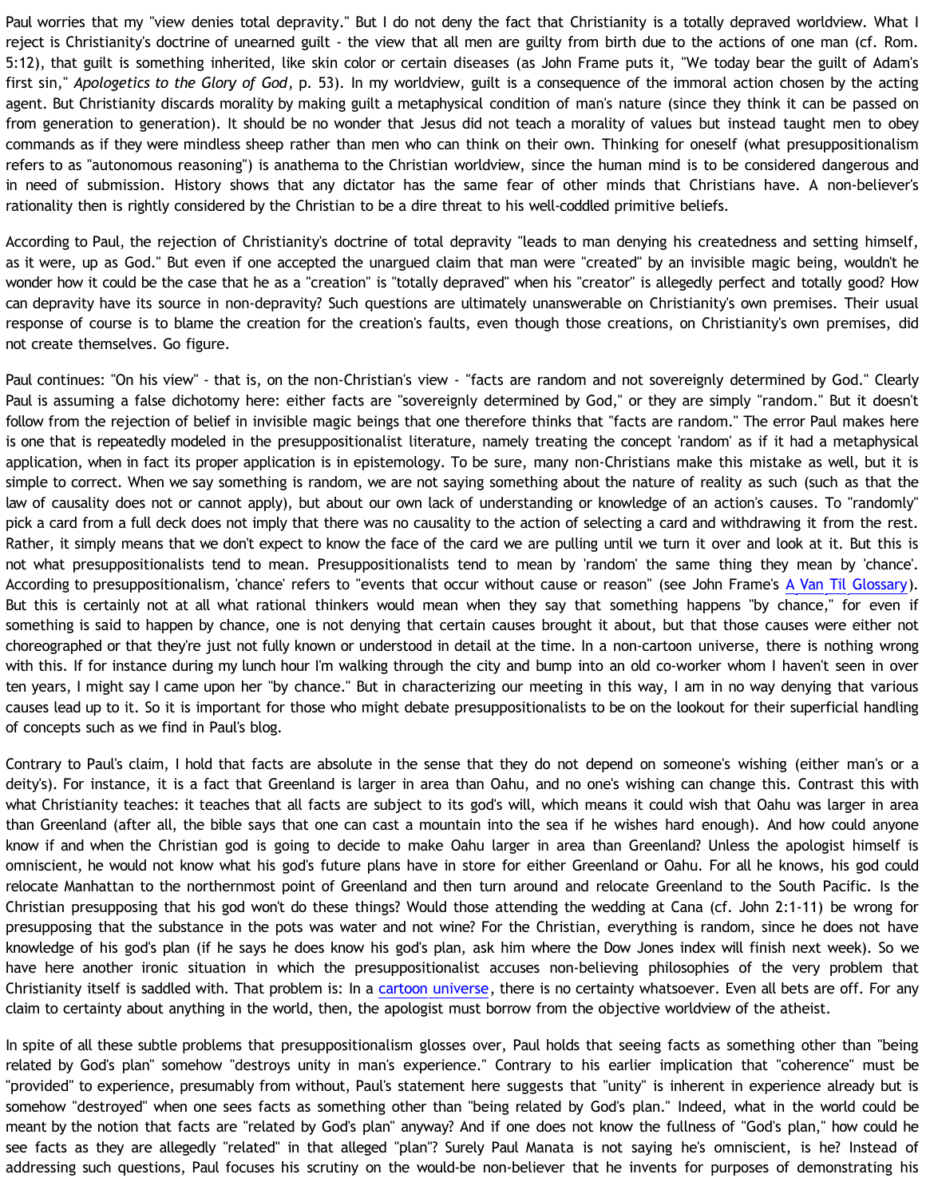Paul worries that my "view denies total depravity." But I do not deny the fact that Christianity is a totally depraved worldview. What I reject is Christianity's doctrine of unearned guilt - the view that all men are guilty from birth due to the actions of one man (cf. Rom. 5:12), that guilt is something inherited, like skin color or certain diseases (as John Frame puts it, "We today bear the guilt of Adam's first sin," *Apologetics to the Glory of God*, p. 53). In my worldview, guilt is a consequence of the immoral action chosen by the acting agent. But Christianity discards morality by making guilt a metaphysical condition of man's nature (since they think it can be passed on from generation to generation). It should be no wonder that Jesus did not teach a morality of values but instead taught men to obey commands as if they were mindless sheep rather than men who can think on their own. Thinking for oneself (what presuppositionalism refers to as "autonomous reasoning") is anathema to the Christian worldview, since the human mind is to be considered dangerous and in need of submission. History shows that any dictator has the same fear of other minds that Christians have. A non-believer's rationality then is rightly considered by the Christian to be a dire threat to his well-coddled primitive beliefs.

According to Paul, the rejection of Christianity's doctrine of total depravity "leads to man denying his createdness and setting himself, as it were, up as God." But even if one accepted the unargued claim that man were "created" by an invisible magic being, wouldn't he wonder how it could be the case that he as a "creation" is "totally depraved" when his "creator" is allegedly perfect and totally good? How can depravity have its source in non-depravity? Such questions are ultimately unanswerable on Christianity's own premises. Their usual response of course is to blame the creation for the creation's faults, even though those creations, on Christianity's own premises, did not create themselves. Go figure.

Paul continues: "On his view" - that is, on the non-Christian's view - "facts are random and not sovereignly determined by God." Clearly Paul is assuming a false dichotomy here: either facts are "sovereignly determined by God," or they are simply "random." But it doesn't follow from the rejection of belief in invisible magic beings that one therefore thinks that "facts are random." The error Paul makes here is one that is repeatedly modeled in the presuppositionalist literature, namely treating the concept 'random' as if it had a metaphysical application, when in fact its proper application is in epistemology. To be sure, many non-Christians make this mistake as well, but it is simple to correct. When we say something is random, we are not saying something about the nature of reality as such (such as that the law of causality does not or cannot apply), but about our own lack of understanding or knowledge of an action's causes. To "randomly" pick a card from a full deck does not imply that there was no causality to the action of selecting a card and withdrawing it from the rest. Rather, it simply means that we don't expect to know the face of the card we are pulling until we turn it over and look at it. But this is not what presuppositionalists tend to mean. Presuppositionalists tend to mean by 'random' the same thing they mean by 'chance'. According to presuppositionalism, 'chance' refers to "events that occur without cause or reason" (see John Frame's A Van Til Glossary). But this is certainly not at all what rational thinkers would mean when they say that something happens "by chance," for even if something is said to happen by chance, one is not denying that certain causes brought it about, but that those causes were either not choreographed or that they're just not fully known or understood in detail at the time. In a non-cartoon universe, there is nothing wrong with this. If for instance during my lunch hour I'm walking through the city and bump into an old co-worker whom I haven't seen in over ten years, I might say I came upon her "by chance." But in characterizing our meeting in this way, I am in no way denying that various causes lead up to it. So it is important for those who might debate presuppositionalists to be on the lookout for their superficial handling of concepts such as we find in Paul's blog.

Contrary to Paul's claim, I hold that facts are absolute in the sense that they do not depend on someone's wishing (either man's or a deity's). For instance, it is a fact that Greenland is larger in area than Oahu, and no one's wishing can change this. Contrast this with what Christianity teaches: it teaches that all facts are subject to its god's will, which means it could wish that Oahu was larger in area than Greenland (after all, the bible says that one can cast a mountain into the sea if he wishes hard enough). And how could anyone know if and when the Christian god is going to decide to make Oahu larger in area than Greenland? Unless the apologist himself is omniscient, he would not know what his god's future plans have in store for either Greenland or Oahu. For all he knows, his god could relocate Manhattan to the northernmost point of Greenland and then turn around and relocate Greenland to the South Pacific. Is the Christian presupposing that his god won't do these things? Would those attending the wedding at Cana (cf. John 2:1-11) be wrong for presupposing that the substance in the pots was water and not wine? For the Christian, everything is random, since he does not have knowledge of his god's plan (if he says he does know his god's plan, ask him where the Dow Jones index will finish next week). So we have here another ironic situation in which the presuppositionalist accuses non-believing philosophies of the very problem that Christianity itself is saddled with. That problem is: In a cartoon universe, there is no certainty whatsoever. Even all bets are off. For any claim to certainty about anything in the world, then, the apologist must borrow from the objective worldview of the atheist.

In spite of all these subtle problems that presuppositionalism glosses over, Paul holds that seeing facts as something other than "being related by God's plan" somehow "destroys unity in man's experience." Contrary to his earlier implication that "coherence" must be "provided" to experience, presumably from without, Paul's statement here suggests that "unity" is inherent in experience already but is somehow "destroyed" when one sees facts as something other than "being related by God's plan." Indeed, what in the world could be meant by the notion that facts are "related by God's plan" anyway? And if one does not know the fullness of "God's plan," how could he see facts as they are allegedly "related" in that alleged "plan"? Surely Paul Manata is not saying he's omniscient, is he? Instead of addressing such questions, Paul focuses his scrutiny on the would-be non-believer that he invents for purposes of demonstrating his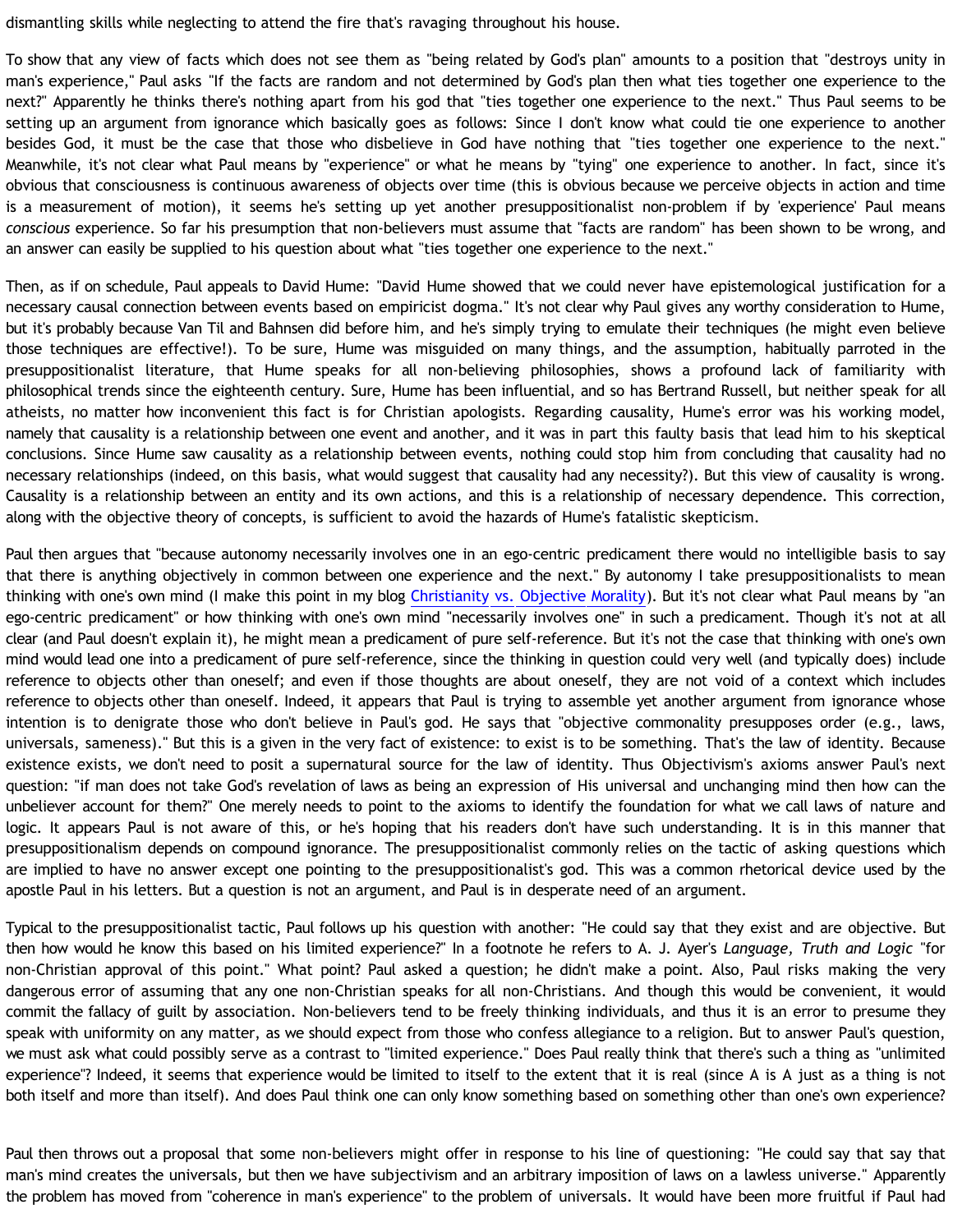dismantling skills while neglecting to attend the fire that's ravaging throughout his house.

To show that any view of facts which does not see them as "being related by God's plan" amounts to a position that "destroys unity in man's experience," Paul asks "If the facts are random and not determined by God's plan then what ties together one experience to the next?" Apparently he thinks there's nothing apart from his god that "ties together one experience to the next." Thus Paul seems to be setting up an argument from ignorance which basically goes as follows: Since I don't know what could tie one experience to another besides God, it must be the case that those who disbelieve in God have nothing that "ties together one experience to the next." Meanwhile, it's not clear what Paul means by "experience" or what he means by "tying" one experience to another. In fact, since it's obvious that consciousness is continuous awareness of objects over time (this is obvious because we perceive objects in action and time is a measurement of motion), it seems he's setting up yet another presuppositionalist non-problem if by 'experience' Paul means *conscious* experience. So far his presumption that non-believers must assume that "facts are random" has been shown to be wrong, and an answer can easily be supplied to his question about what "ties together one experience to the next."

Then, as if on schedule, Paul appeals to David Hume: "David Hume showed that we could never have epistemological justification for a necessary causal connection between events based on empiricist dogma." It's not clear why Paul gives any worthy consideration to Hume, but it's probably because Van Til and Bahnsen did before him, and he's simply trying to emulate their techniques (he might even believe those techniques are effective!). To be sure, Hume was misguided on many things, and the assumption, habitually parroted in the presuppositionalist literature, that Hume speaks for all non-believing philosophies, shows a profound lack of familiarity with philosophical trends since the eighteenth century. Sure, Hume has been influential, and so has Bertrand Russell, but neither speak for all atheists, no matter how inconvenient this fact is for Christian apologists. Regarding causality, Hume's error was his working model, namely that causality is a relationship between one event and another, and it was in part this faulty basis that lead him to his skeptical conclusions. Since Hume saw causality as a relationship between events, nothing could stop him from concluding that causality had no necessary relationships (indeed, on this basis, what would suggest that causality had any necessity?). But this view of causality is wrong. Causality is a relationship between an entity and its own actions, and this is a relationship of necessary dependence. This correction, along with the objective theory of concepts, is sufficient to avoid the hazards of Hume's fatalistic skepticism.

Paul then argues that "because autonomy necessarily involves one in an ego-centric predicament there would no intelligible basis to say that there is anything objectively in common between one experience and the next." By autonomy I take presuppositionalists to mean thinking with one's own mind (I make this point in my blog Christianity vs. Objective Morality). But it's not clear what Paul means by "an ego-centric predicament" or how thinking with one's own mind "necessarily involves one" in such a predicament. Though it's not at all clear (and Paul doesn't explain it), he might mean a predicament of pure self-reference. But it's not the case that thinking with one's own mind would lead one into a predicament of pure self-reference, since the thinking in question could very well (and typically does) include reference to objects other than oneself; and even if those thoughts are about oneself, they are not void of a context which includes reference to objects other than oneself. Indeed, it appears that Paul is trying to assemble yet another argument from ignorance whose intention is to denigrate those who don't believe in Paul's god. He says that "objective commonality presupposes order (e.g., laws, universals, sameness)." But this is a given in the very fact of existence: to exist is to be something. That's the law of identity. Because existence exists, we don't need to posit a supernatural source for the law of identity. Thus Objectivism's axioms answer Paul's next question: "if man does not take God's revelation of laws as being an expression of His universal and unchanging mind then how can the unbeliever account for them?" One merely needs to point to the axioms to identify the foundation for what we call laws of nature and logic. It appears Paul is not aware of this, or he's hoping that his readers don't have such understanding. It is in this manner that presuppositionalism depends on compound ignorance. The presuppositionalist commonly relies on the tactic of asking questions which are implied to have no answer except one pointing to the presuppositionalist's god. This was a common rhetorical device used by the apostle Paul in his letters. But a question is not an argument, and Paul is in desperate need of an argument.

Typical to the presuppositionalist tactic, Paul follows up his question with another: "He could say that they exist and are objective. But then how would he know this based on his limited experience?" In a footnote he refers to A. J. Ayer's *Language, Truth and Logic* "for non-Christian approval of this point." What point? Paul asked a question; he didn't make a point. Also, Paul risks making the very dangerous error of assuming that any one non-Christian speaks for all non-Christians. And though this would be convenient, it would commit the fallacy of guilt by association. Non-believers tend to be freely thinking individuals, and thus it is an error to presume they speak with uniformity on any matter, as we should expect from those who confess allegiance to a religion. But to answer Paul's question, we must ask what could possibly serve as a contrast to "limited experience." Does Paul really think that there's such a thing as "unlimited experience"? Indeed, it seems that experience would be limited to itself to the extent that it is real (since A is A just as a thing is not both itself and more than itself). And does Paul think one can only know something based on something other than one's own experience?

Paul then throws out a proposal that some non-believers might offer in response to his line of questioning: "He could say that say that man's mind creates the universals, but then we have subjectivism and an arbitrary imposition of laws on a lawless universe." Apparently the problem has moved from "coherence in man's experience" to the problem of universals. It would have been more fruitful if Paul had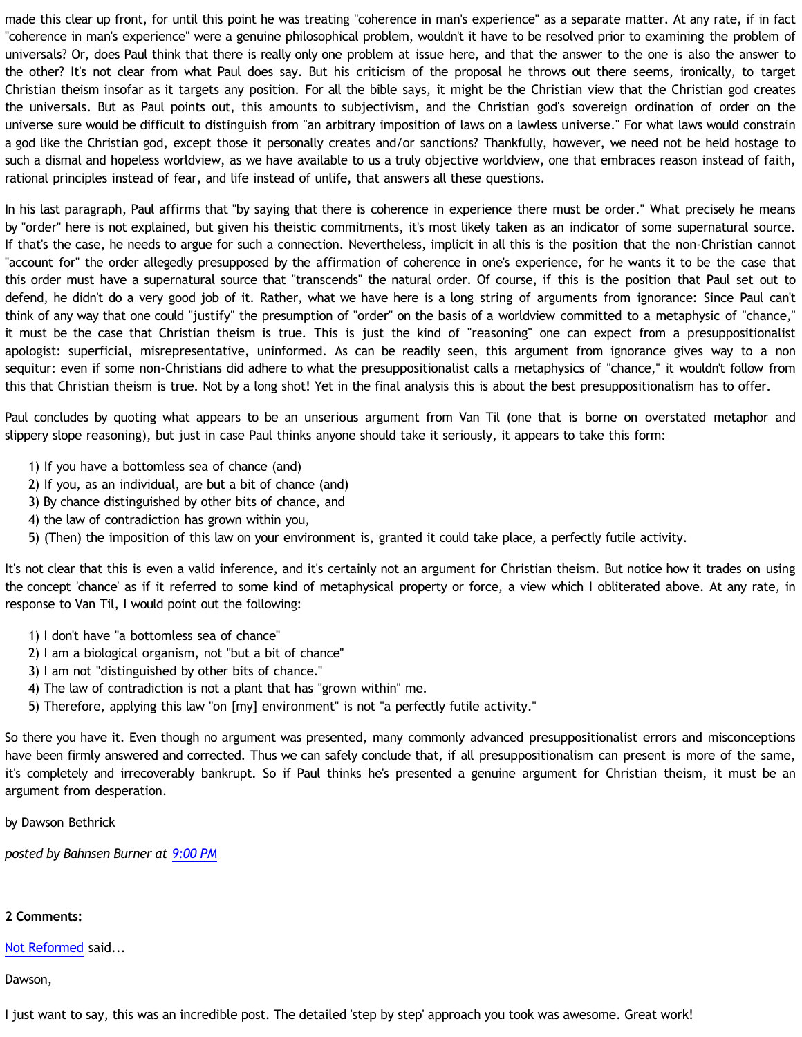made this clear up front, for until this point he was treating "coherence in man's experience" as a separate matter. At any rate, if in fact "coherence in man's experience" were a genuine philosophical problem, wouldn't it have to be resolved prior to examining the problem of universals? Or, does Paul think that there is really only one problem at issue here, and that the answer to the one is also the answer to the other? It's not clear from what Paul does say. But his criticism of the proposal he throws out there seems, ironically, to target Christian theism insofar as it targets any position. For all the bible says, it might be the Christian view that the Christian god creates the universals. But as Paul points out, this amounts to subjectivism, and the Christian god's sovereign ordination of order on the universe sure would be difficult to distinguish from "an arbitrary imposition of laws on a lawless universe." For what laws would constrain a god like the Christian god, except those it personally creates and/or sanctions? Thankfully, however, we need not be held hostage to such a dismal and hopeless worldview, as we have available to us a truly objective worldview, one that embraces reason instead of faith, rational principles instead of fear, and life instead of unlife, that answers all these questions.

In his last paragraph, Paul affirms that "by saying that there is coherence in experience there must be order." What precisely he means by "order" here is not explained, but given his theistic commitments, it's most likely taken as an indicator of some supernatural source. If that's the case, he needs to argue for such a connection. Nevertheless, implicit in all this is the position that the non-Christian cannot "account for" the order allegedly presupposed by the affirmation of coherence in one's experience, for he wants it to be the case that this order must have a supernatural source that "transcends" the natural order. Of course, if this is the position that Paul set out to defend, he didn't do a very good job of it. Rather, what we have here is a long string of arguments from ignorance: Since Paul can't think of any way that one could "justify" the presumption of "order" on the basis of a worldview committed to a metaphysic of "chance," it must be the case that Christian theism is true. This is just the kind of "reasoning" one can expect from a presuppositionalist apologist: superficial, misrepresentative, uninformed. As can be readily seen, this argument from ignorance gives way to a non sequitur: even if some non-Christians did adhere to what the presuppositionalist calls a metaphysics of "chance," it wouldn't follow from this that Christian theism is true. Not by a long shot! Yet in the final analysis this is about the best presuppositionalism has to offer.

Paul concludes by quoting what appears to be an unserious argument from Van Til (one that is borne on overstated metaphor and slippery slope reasoning), but just in case Paul thinks anyone should take it seriously, it appears to take this form:

1) If you have a bottomless sea of chance (and)
2) If you, as an individual, are but a bit of chance (and)
3) By chance distinguished by other bits of chance, and
4) the law of contradiction has grown within you,
5) (Then) the imposition of this law on your environment is, granted it could take place, a perfectly futile activity.

It's not clear that this is even a valid inference, and it's certainly not an argument for Christian theism. But notice how it trades on using the concept 'chance' as if it referred to some kind of metaphysical property or force, a view which I obliterated above. At any rate, in response to Van Til, I would point out the following:

1) I don't have "a bottomless sea of chance"
2) I am a biological organism, not "but a bit of chance"
3) I am not "distinguished by other bits of chance."
4) The law of contradiction is not a plant that has "grown within" me.
5) Therefore, applying this law "on [my] environment" is not "a perfectly futile activity."

So there you have it. Even though no argument was presented, many commonly advanced presuppositionalist errors and misconceptions have been firmly answered and corrected. Thus we can safely conclude that, if all presuppositionalism can present is more of the same, it's completely and irrecoverably bankrupt. So if Paul thinks he's presented a genuine argument for Christian theism, it must be an argument from desperation.

by Dawson Bethrick

*posted by Bahnsen Burner at 9:00 PM*

**2 Comments:**

Not Reformed said...

Dawson,

I just want to say, this was an incredible post. The detailed 'step by step' approach you took was awesome. Great work!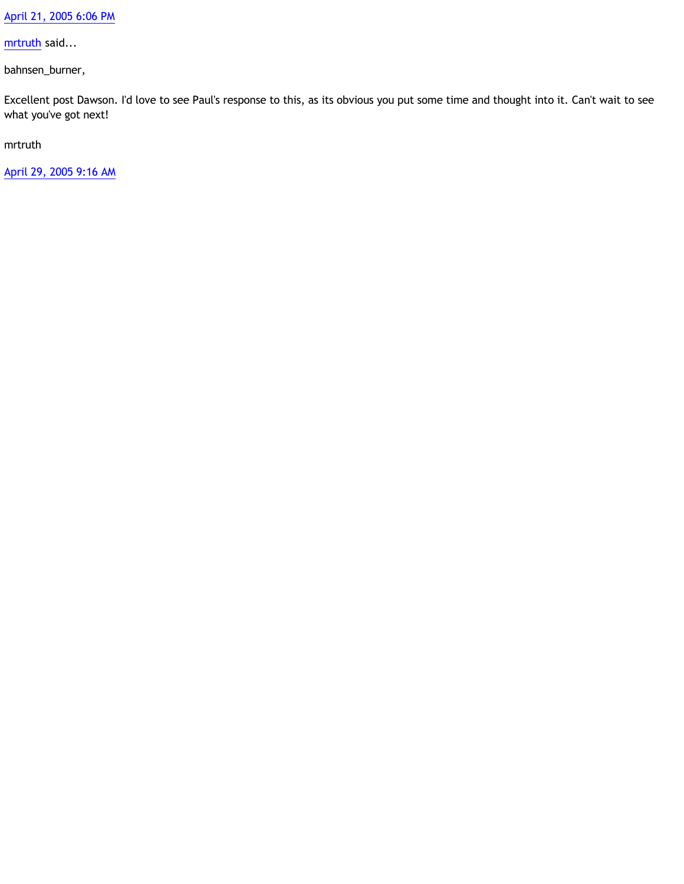April 21, 2005 6:06 PM

mrtruth said...

bahnsen_burner,

Excellent post Dawson. I'd love to see Paul's response to this, as its obvious you put some time and thought into it. Can't wait to see what you've got next!

mrtruth

April 29, 2005 9:16 AM